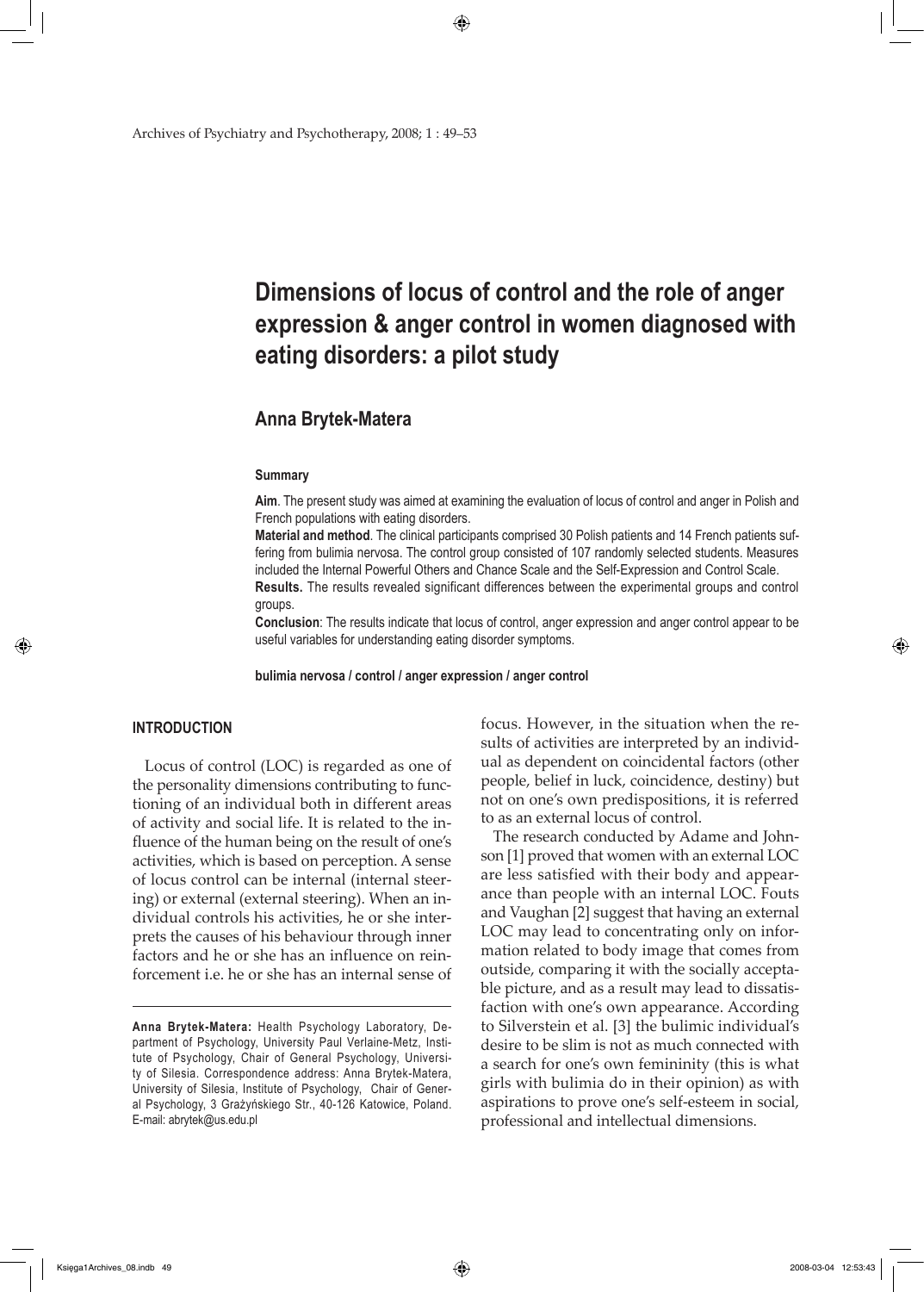# Dimensions of locus of control and the role of anger expression & anger control in women diagnosed with eating disorders: a pilot study

## Anna Brytek-Matera

### Summary

**Aim**. The present study was aimed at examining the evaluation of locus of control and anger in Polish and French populations with eating disorders.

**Material and method**. The clinical participants comprised 30 Polish patients and 14 French patients suffering from bulimia nervosa. The control group consisted of 107 randomly selected students. Measures included the Internal Powerful Others and Chance Scale and the Self-Expression and Control Scale.

**Results.** The results revealed significant differences between the experimental groups and control groups.

**Conclusion**: The results indicate that locus of control, anger expression and anger control appear to be useful variables for understanding eating disorder symptoms.

**bulimia nervosa / control / anger expression / anger control**

## INTRODUCTION

Locus of control (LOC) is regarded as one of the personality dimensions contributing to functioning of an individual both in different areas of activity and social life. It is related to the influence of the human being on the result of one's activities, which is based on perception. A sense of locus control can be internal (internal steering) or external (external steering). When an individual controls his activities, he or she interprets the causes of his behaviour through inner factors and he or she has an influence on reinforcement i.e. he or she has an internal sense of focus. However, in the situation when the results of activities are interpreted by an individual as dependent on coincidental factors (other people, belief in luck, coincidence, destiny) but not on one's own predispositions, it is referred to as an external locus of control.

The research conducted by Adame and Johnson [1] proved that women with an external LOC are less satisfied with their body and appearance than people with an internal LOC. Fouts and Vaughan [2] suggest that having an external LOC may lead to concentrating only on information related to body image that comes from outside, comparing it with the socially acceptable picture, and as a result may lead to dissatisfaction with one's own appearance. According to Silverstein et al. [3] the bulimic individual's desire to be slim is not as much connected with a search for one's own femininity (this is what girls with bulimia do in their opinion) as with aspirations to prove one's self-esteem in social, professional and intellectual dimensions.

---

**Anna Brytek-Matera:** Health Psychology Laboratory, Department of Psychology, University Paul Verlaine-Metz, Institute of Psychology, Chair of General Psychology, University of Silesia. Correspondence address: Anna Brytek-Matera, University of Silesia, Institute of Psychology, Chair of General Psychology, 3 Grażyńskiego Str., 40-126 Katowice, Poland. E-mail: abrytek@us.edu.pl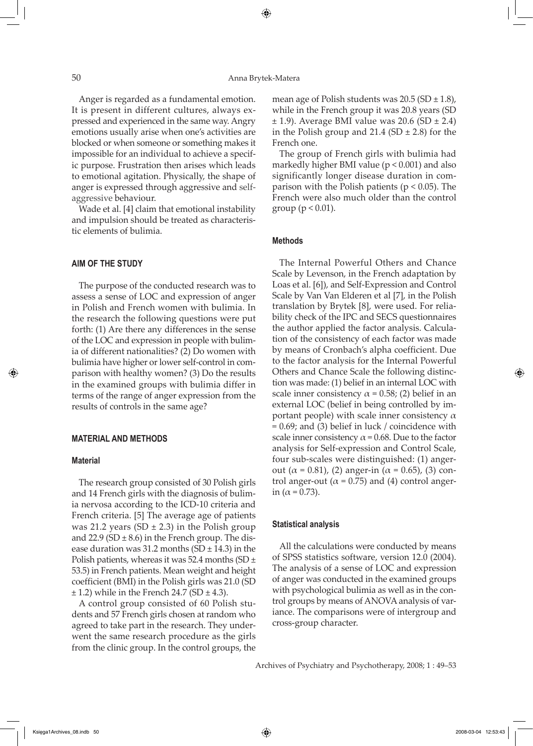Anger is regarded as a fundamental emotion. It is present in different cultures, always expressed and experienced in the same way. Angry emotions usually arise when one's activities are blocked or when someone or something makes it impossible for an individual to achieve a specific purpose. Frustration then arises which leads to emotional agitation. Physically, the shape of anger is expressed through aggressive and self-aggressive behaviour.

Wade et al. [4] claim that emotional instability and impulsion should be treated as characteristic elements of bulimia.

## AIM OF THE STUDY

The purpose of the conducted research was to assess a sense of LOC and expression of anger in Polish and French women with bulimia. In the research the following questions were put forth: (1) Are there any differences in the sense of the LOC and expression in people with bulimia of different nationalities? (2) Do women with bulimia have higher or lower self-control in comparison with healthy women? (3) Do the results in the examined groups with bulimia differ in terms of the range of anger expression from the results of controls in the same age?

## MATERIAL AND METHODS

### Material

The research group consisted of 30 Polish girls and 14 French girls with the diagnosis of bulimia nervosa according to the ICD-10 criteria and French criteria. [5] The average age of patients was 21.2 years (SD ± 2.3) in the Polish group and 22.9 (SD ± 8.6) in the French group. The disease duration was 31.2 months (SD ± 14.3) in the Polish patients, whereas it was 52.4 months (SD ± 53.5) in French patients. Mean weight and height coefficient (BMI) in the Polish girls was 21.0 (SD ± 1.2) while in the French 24.7 (SD ± 4.3).

A control group consisted of 60 Polish students and 57 French girls chosen at random who agreed to take part in the research. They underwent the same research procedure as the girls from the clinic group. In the control groups, the mean age of Polish students was 20.5 (SD ± 1.8), while in the French group it was 20.8 years (SD ± 1.9). Average BMI value was 20.6 (SD ± 2.4) in the Polish group and 21.4 (SD ± 2.8) for the French one.

The group of French girls with bulimia had markedly higher BMI value ($p < 0.001$) and also significantly longer disease duration in comparison with the Polish patients ($p < 0.05$). The French were also much older than the control group ($p < 0.01$).

### Methods

The Internal Powerful Others and Chance Scale by Levenson, in the French adaptation by Loas et al. [6]), and Self-Expression and Control Scale by Van Van Elderen et al [7], in the Polish translation by Brytek [8], were used. For reliability check of the IPC and SECS questionnaires the author applied the factor analysis. Calculation of the consistency of each factor was made by means of Cronbach's alpha coefficient. Due to the factor analysis for the Internal Powerful Others and Chance Scale the following distinction was made: (1) belief in an internal LOC with scale inner consistency $\alpha = 0.58$; (2) belief in an external LOC (belief in being controlled by important people) with scale inner consistency $\alpha = 0.69$; and (3) belief in luck / coincidence with scale inner consistency $\alpha = 0.68$. Due to the factor analysis for Self-expression and Control Scale, four sub-scales were distinguished: (1) anger-out ($\alpha = 0.81$), (2) anger-in ($\alpha = 0.65$), (3) control anger-out ($\alpha = 0.75$) and (4) control anger-in ($\alpha = 0.73$).

### Statistical analysis

All the calculations were conducted by means of SPSS statistics software, version 12.0 (2004). The analysis of a sense of LOC and expression of anger was conducted in the examined groups with psychological bulimia as well as in the control groups by means of ANOVA analysis of variance. The comparisons were of intergroup and cross-group character.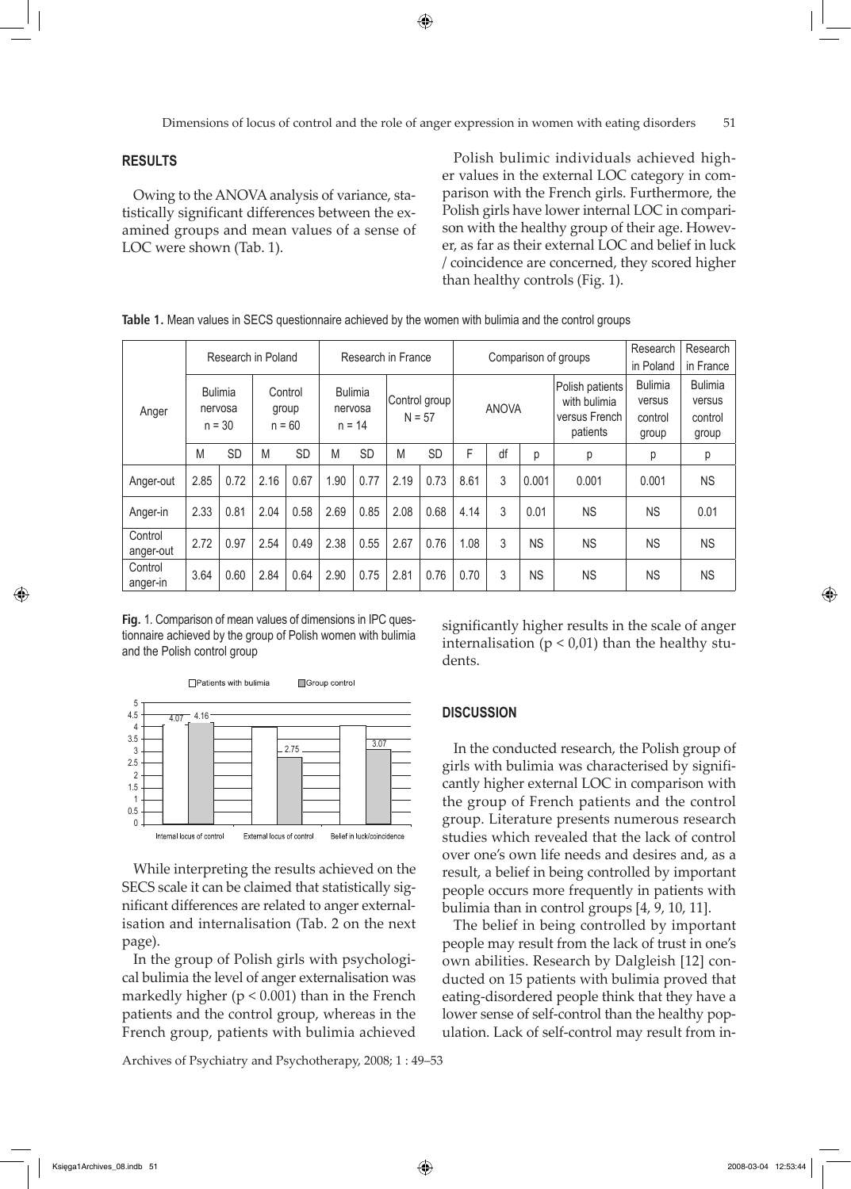## RESULTS

Owing to the ANOVA analysis of variance, statistically significant differences between the examined groups and mean values of a sense of LOC were shown (Tab. 1).

Polish bulimic individuals achieved higher values in the external LOC category in comparison with the French girls. Furthermore, the Polish girls have lower internal LOC in comparison with the healthy group of their age. However, as far as their external LOC and belief in luck / coincidence are concerned, they scored higher than healthy controls (Fig. 1).

**Table 1.** Mean values in SECS questionnaire achieved by the women with bulimia and the control groups

| Anger | Research in Poland | | | | Research in France | | | | Comparison of groups | | | | Research in Poland | Research in France |
|---|---|---|---|---|---|---|---|---|---|---|---|---|---|---|
| | Bulimia nervosa n = 30 | | Control group n = 60 | | Bulimia nervosa n = 14 | | Control group N = 57 | | ANOVA | | | Polish patients with bulimia versus French patients | Bulimia versus control group | Bulimia versus control group |
| | M | SD | M | SD | M | SD | M | SD | F | df | p | p | p | p |
| Anger-out | 2.85 | 0.72 | 2.16 | 0.67 | 1.90 | 0.77 | 2.19 | 0.73 | 8.61 | 3 | 0.001 | 0.001 | 0.001 | NS |
| Anger-in | 2.33 | 0.81 | 2.04 | 0.58 | 2.69 | 0.85 | 2.08 | 0.68 | 4.14 | 3 | 0.01 | NS | NS | 0.01 |
| Control anger-out | 2.72 | 0.97 | 2.54 | 0.49 | 2.38 | 0.55 | 2.67 | 0.76 | 1.08 | 3 | NS | NS | NS | NS |
| Control anger-in | 3.64 | 0.60 | 2.84 | 0.64 | 2.90 | 0.75 | 2.81 | 0.76 | 0.70 | 3 | NS | NS | NS | NS |

**Fig.** 1. Comparison of mean values of dimensions in IPC questionnaire achieved by the group of Polish women with bulimia and the Polish control group

While interpreting the results achieved on the SECS scale it can be claimed that statistically significant differences are related to anger externalisation and internalisation (Tab. 2 on the next page).

In the group of Polish girls with psychological bulimia the level of anger externalisation was markedly higher ($p < 0.001$) than in the French patients and the control group, whereas in the French group, patients with bulimia achieved significantly higher results in the scale of anger internalisation ($p < 0{,}01$) than the healthy students.

## DISCUSSION

In the conducted research, the Polish group of girls with bulimia was characterised by significantly higher external LOC in comparison with the group of French patients and the control group. Literature presents numerous research studies which revealed that the lack of control over one's own life needs and desires and, as a result, a belief in being controlled by important people occurs more frequently in patients with bulimia than in control groups [4, 9, 10, 11].

The belief in being controlled by important people may result from the lack of trust in one's own abilities. Research by Dalgleish [12] conducted on 15 patients with bulimia proved that eating-disordered people think that they have a lower sense of self-control than the healthy population. Lack of self-control may result from in-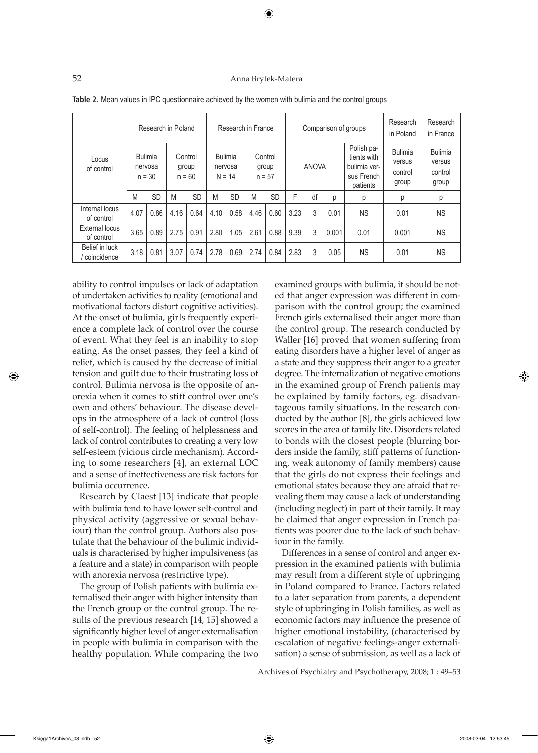**Table 2.** Mean values in IPC questionnaire achieved by the women with bulimia and the control groups

| Locus of control | Research in Poland | | | | Research in France | | | | Comparison of groups | | | | Research in Poland | Research in France |
|---|---|---|---|---|---|---|---|---|---|---|---|---|---|---|
| | Bulimia nervosa n = 30 | | Control group n = 60 | | Bulimia nervosa N = 14 | | Control group n = 57 | | ANOVA | | | Polish patients with bulimia versus French patients | Bulimia versus control group | Bulimia versus control group |
| | M | SD | M | SD | M | SD | M | SD | F | df | p | p | p | p |
| Internal locus of control | 4.07 | 0.86 | 4.16 | 0.64 | 4.10 | 0.58 | 4.46 | 0.60 | 3.23 | 3 | 0.01 | NS | 0.01 | NS |
| External locus of control | 3.65 | 0.89 | 2.75 | 0.91 | 2.80 | 1.05 | 2.61 | 0.88 | 9.39 | 3 | 0.001 | 0.01 | 0.001 | NS |
| Belief in luck / coincidence | 3.18 | 0.81 | 3.07 | 0.74 | 2.78 | 0.69 | 2.74 | 0.84 | 2.83 | 3 | 0.05 | NS | 0.01 | NS |

ability to control impulses or lack of adaptation of undertaken activities to reality (emotional and motivational factors distort cognitive activities). At the onset of bulimia, girls frequently experience a complete lack of control over the course of event. What they feel is an inability to stop eating. As the onset passes, they feel a kind of relief, which is caused by the decrease of initial tension and guilt due to their frustrating loss of control. Bulimia nervosa is the opposite of anorexia when it comes to stiff control over one's own and others' behaviour. The disease develops in the atmosphere of a lack of control (loss of self-control). The feeling of helplessness and lack of control contributes to creating a very low self-esteem (vicious circle mechanism). According to some researchers [4], an external LOC and a sense of ineffectiveness are risk factors for bulimia occurrence.

Research by Claest [13] indicate that people with bulimia tend to have lower self-control and physical activity (aggressive or sexual behaviour) than the control group. Authors also postulate that the behaviour of the bulimic individuals is characterised by higher impulsiveness (as a feature and a state) in comparison with people with anorexia nervosa (restrictive type).

The group of Polish patients with bulimia externalised their anger with higher intensity than the French group or the control group. The results of the previous research [14, 15] showed a significantly higher level of anger externalisation in people with bulimia in comparison with the healthy population. While comparing the two examined groups with bulimia, it should be noted that anger expression was different in comparison with the control group; the examined French girls externalised their anger more than the control group. The research conducted by Waller [16] proved that women suffering from eating disorders have a higher level of anger as a state and they suppress their anger to a greater degree. The internalization of negative emotions in the examined group of French patients may be explained by family factors, eg. disadvantageous family situations. In the research conducted by the author [8], the girls achieved low scores in the area of family life. Disorders related to bonds with the closest people (blurring borders inside the family, stiff patterns of functioning, weak autonomy of family members) cause that the girls do not express their feelings and emotional states because they are afraid that revealing them may cause a lack of understanding (including neglect) in part of their family. It may be claimed that anger expression in French patients was poorer due to the lack of such behaviour in the family.

Differences in a sense of control and anger expression in the examined patients with bulimia may result from a different style of upbringing in Poland compared to France. Factors related to a later separation from parents, a dependent style of upbringing in Polish families, as well as economic factors may influence the presence of higher emotional instability, (characterised by escalation of negative feelings-anger externalisation) a sense of submission, as well as a lack of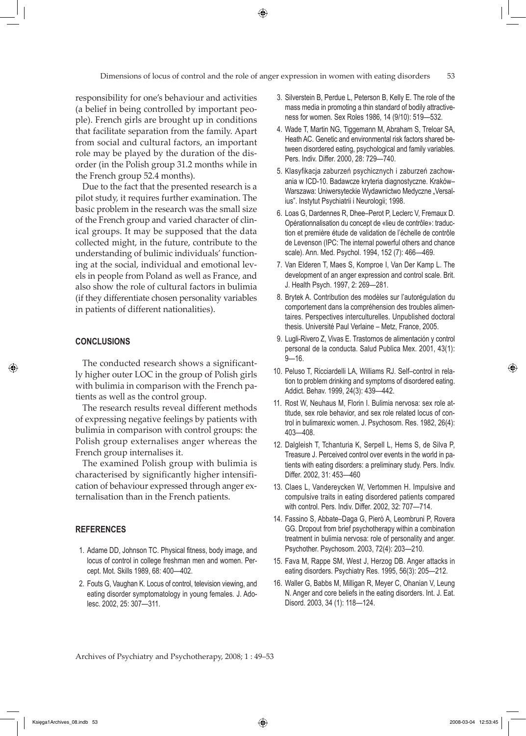responsibility for one's behaviour and activities (a belief in being controlled by important people). French girls are brought up in conditions that facilitate separation from the family. Apart from social and cultural factors, an important role may be played by the duration of the disorder (in the Polish group 31.2 months while in the French group 52.4 months).

Due to the fact that the presented research is a pilot study, it requires further examination. The basic problem in the research was the small size of the French group and varied character of clinical groups. It may be supposed that the data collected might, in the future, contribute to the understanding of bulimic individuals' functioning at the social, individual and emotional levels in people from Poland as well as France, and also show the role of cultural factors in bulimia (if they differentiate chosen personality variables in patients of different nationalities).

## CONCLUSIONS

The conducted research shows a significantly higher outer LOC in the group of Polish girls with bulimia in comparison with the French patients as well as the control group.

The research results reveal different methods of expressing negative feelings by patients with bulimia in comparison with control groups: the Polish group externalises anger whereas the French group internalises it.

The examined Polish group with bulimia is characterised by significantly higher intensification of behaviour expressed through anger externalisation than in the French patients.

## REFERENCES

1. Adame DD, Johnson TC. Physical fitness, body image, and locus of control in college freshman men and women. Percept. Mot. Skills 1989, 68: 400—402.
2. Fouts G, Vaughan K. Locus of control, television viewing, and eating disorder symptomatology in young females. J. Adolesc. 2002, 25: 307—311.
3. Silverstein B, Perdue L, Peterson B, Kelly E. The role of the mass media in promoting a thin standard of bodily attractiveness for women. Sex Roles 1986, 14 (9/10): 519—532.
4. Wade T, Martin NG, Tiggemann M, Abraham S, Treloar SA, Heath AC. Genetic and environmental risk factors shared between disordered eating, psychological and family variables. Pers. Indiv. Differ. 2000, 28: 729—740.
5. Klasyfikacja zaburzeń psychicznych i zaburzeń zachowania w ICD-10. Badawcze kryteria diagnostyczne. Kraków–Warszawa: Uniwersyteckie Wydawnictwo Medyczne „Versalius". Instytut Psychiatrii i Neurologii; 1998.
6. Loas G, Dardennes R, Dhee–Perot P, Leclerc V, Fremaux D. Opérationnalisation du concept de «lieu de contrôle»: traduction et première étude de validation de l'échelle de contrôle de Levenson (IPC: The internal powerful others and chance scale). Ann. Med. Psychol. 1994, 152 (7): 466—469.
7. Van Elderen T, Maes S, Komproe I, Van Der Kamp L. The development of an anger expression and control scale. Brit. J. Health Psych. 1997, 2: 269—281.
8. Brytek A. Contribution des modèles sur l'autorégulation du comportement dans la compréhension des troubles alimentaires. Perspectives interculturelles. Unpublished doctoral thesis. Université Paul Verlaine – Metz, France, 2005.
9. Lugli-Rivero Z, Vivas E. Trastornos de alimentación y control personal de la conducta. Salud Publica Mex. 2001, 43(1): 9—16.
10. Peluso T, Ricciardelli LA, Williams RJ. Self–control in relation to problem drinking and symptoms of disordered eating. Addict. Behav. 1999, 24(3): 439—442.
11. Rost W, Neuhaus M, Florin I. Bulimia nervosa: sex role attitude, sex role behavior, and sex role related locus of control in bulimarexic women. J. Psychosom. Res. 1982, 26(4): 403—408.
12. Dalgleish T, Tchanturia K, Serpell L, Hems S, de Silva P, Treasure J. Perceived control over events in the world in patients with eating disorders: a preliminary study. Pers. Indiv. Differ. 2002, 31: 453—460
13. Claes L, Vandereycken W, Vertommen H. Impulsive and compulsive traits in eating disordered patients compared with control. Pers. Indiv. Differ. 2002, 32: 707—714.
14. Fassino S, Abbate–Daga G, Pierò A, Leombruni P, Rovera GG. Dropout from brief psychotherapy within a combination treatment in bulimia nervosa: role of personality and anger. Psychother. Psychosom. 2003, 72(4): 203—210.
15. Fava M, Rappe SM, West J, Herzog DB. Anger attacks in eating disorders. Psychiatry Res. 1995, 56(3): 205—212.
16. Waller G, Babbs M, Milligan R, Meyer C, Ohanian V, Leung N. Anger and core beliefs in the eating disorders. Int. J. Eat. Disord. 2003, 34 (1): 118—124.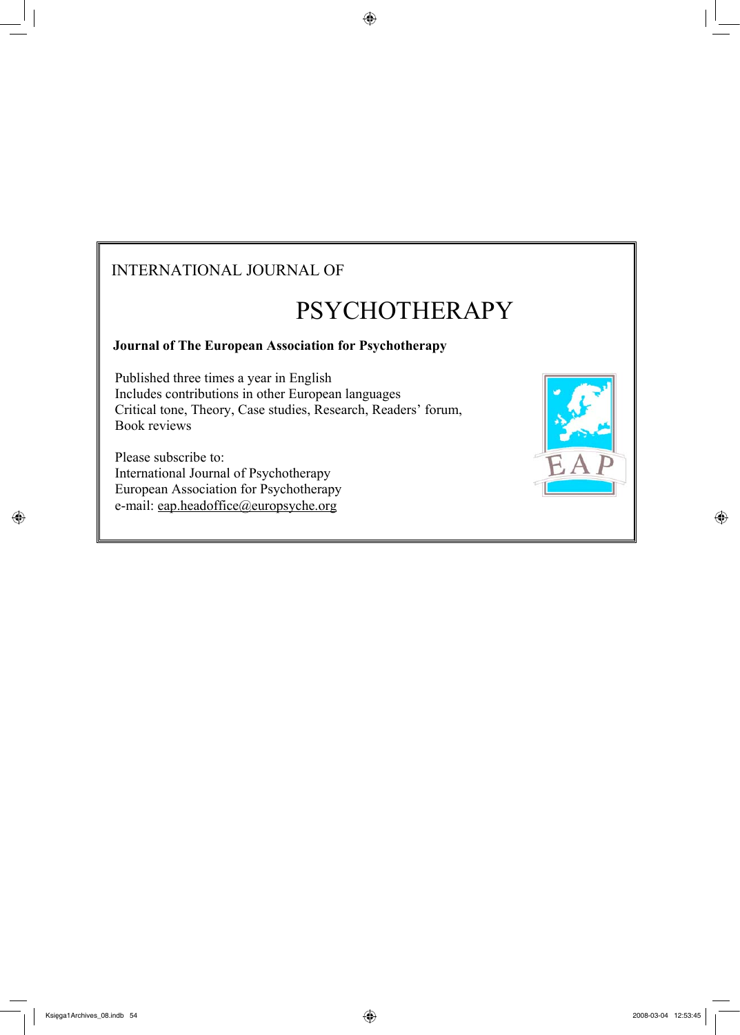INTERNATIONAL JOURNAL OF

# PSYCHOTHERAPY

**Journal of The European Association for Psychotherapy**

Published three times a year in English
Includes contributions in other European languages
Critical tone, Theory, Case studies, Research, Readers' forum, Book reviews

Please subscribe to:
International Journal of Psychotherapy
European Association for Psychotherapy
e-mail: eap.headoffice@europsyche.org

EAP